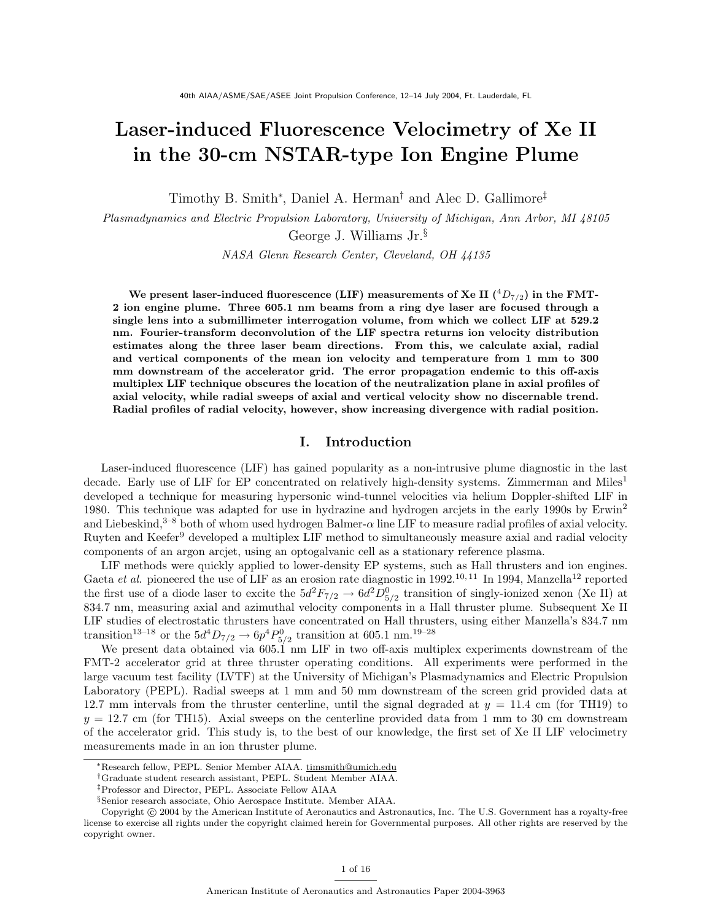# Laser-induced Fluorescence Velocimetry of Xe II in the 30-cm NSTAR-type Ion Engine Plume

Timothy B. Smith*, Daniel A. Herman† and Alec D. Gallimore‡

*Plasmadynamics and Electric Propulsion Laboratory, University of Michigan, Ann Arbor, MI 48105*

George J. Williams Jr.§

*NASA Glenn Research Center, Cleveland, OH 44135*

**We present laser-induced fluorescence (LIF) measurements of Xe II ($^4D_{7/2}$) in the FMT-2 ion engine plume. Three 605.1 nm beams from a ring dye laser are focused through a single lens into a submillimeter interrogation volume, from which we collect LIF at 529.2 nm. Fourier-transform deconvolution of the LIF spectra returns ion velocity distribution estimates along the three laser beam directions. From this, we calculate axial, radial and vertical components of the mean ion velocity and temperature from 1 mm to 300 mm downstream of the accelerator grid. The error propagation endemic to this off-axis multiplex LIF technique obscures the location of the neutralization plane in axial profiles of axial velocity, while radial sweeps of axial and vertical velocity show no discernable trend. Radial profiles of radial velocity, however, show increasing divergence with radial position.**

## I. Introduction

Laser-induced fluorescence (LIF) has gained popularity as a non-intrusive plume diagnostic in the last decade. Early use of LIF for EP concentrated on relatively high-density systems. Zimmerman and Miles[1] developed a technique for measuring hypersonic wind-tunnel velocities via helium Doppler-shifted LIF in 1980. This technique was adapted for use in hydrazine and hydrogen arcjets in the early 1990s by Erwin[2] and Liebeskind,[3–8] both of whom used hydrogen Balmer-$\alpha$ line LIF to measure radial profiles of axial velocity. Ruyten and Keefer[9] developed a multiplex LIF method to simultaneously measure axial and radial velocity components of an argon arcjet, using an optogalvanic cell as a stationary reference plasma.

LIF methods were quickly applied to lower-density EP systems, such as Hall thrusters and ion engines. Gaeta *et al.* pioneered the use of LIF as an erosion rate diagnostic in 1992.[10,11] In 1994, Manzella[12] reported the first use of a diode laser to excite the $5d^2F_{7/2} \rightarrow 6d^2D^0_{5/2}$ transition of singly-ionized xenon (Xe II) at 834.7 nm, measuring axial and azimuthal velocity components in a Hall thruster plume. Subsequent Xe II LIF studies of electrostatic thrusters have concentrated on Hall thrusters, using either Manzella's 834.7 nm transition[13–18] or the $5d^4D_{7/2} \rightarrow 6p^4P^0_{5/2}$ transition at 605.1 nm.[19–28]

We present data obtained via 605.1 nm LIF in two off-axis multiplex experiments downstream of the FMT-2 accelerator grid at three thruster operating conditions. All experiments were performed in the large vacuum test facility (LVTF) at the University of Michigan's Plasmadynamics and Electric Propulsion Laboratory (PEPL). Radial sweeps at 1 mm and 50 mm downstream of the screen grid provided data at 12.7 mm intervals from the thruster centerline, until the signal degraded at $y = 11.4$ cm (for TH19) to $y = 12.7$ cm (for TH15). Axial sweeps on the centerline provided data from 1 mm to 30 cm downstream of the accelerator grid. This study is, to the best of our knowledge, the first set of Xe II LIF velocimetry measurements made in an ion thruster plume.

---

*Research fellow, PEPL. Senior Member AIAA. timsmith@umich.edu

†Graduate student research assistant, PEPL. Student Member AIAA.

‡Professor and Director, PEPL. Associate Fellow AIAA

§Senior research associate, Ohio Aerospace Institute. Member AIAA.

Copyright © 2004 by the American Institute of Aeronautics and Astronautics, Inc. The U.S. Government has a royalty-free license to exercise all rights under the copyright claimed herein for Governmental purposes. All other rights are reserved by the copyright owner.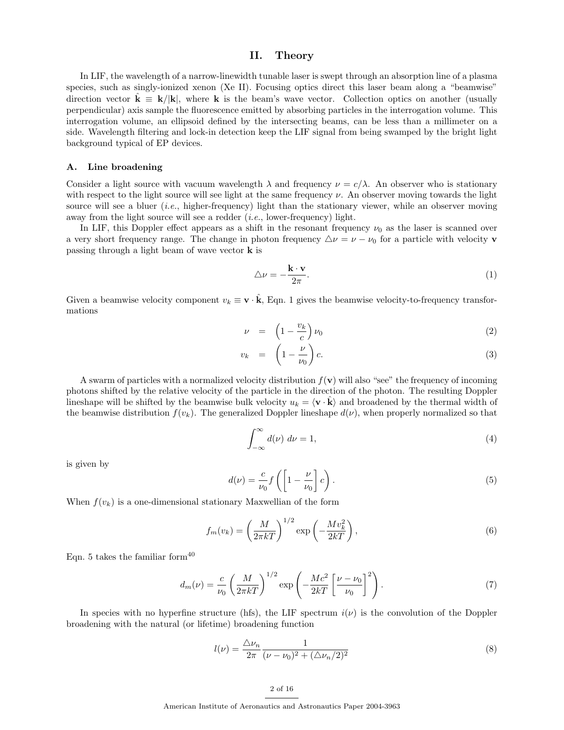## II. Theory

In LIF, the wavelength of a narrow-linewidth tunable laser is swept through an absorption line of a plasma species, such as singly-ionized xenon (Xe II). Focusing optics direct this laser beam along a "beamwise" direction vector $\hat{\mathbf{k}} \equiv \mathbf{k}/|\mathbf{k}|$, where $\mathbf{k}$ is the beam's wave vector. Collection optics on another (usually perpendicular) axis sample the fluorescence emitted by absorbing particles in the interrogation volume. This interrogation volume, an ellipsoid defined by the intersecting beams, can be less than a millimeter on a side. Wavelength filtering and lock-in detection keep the LIF signal from being swamped by the bright light background typical of EP devices.

### A. Line broadening

Consider a light source with vacuum wavelength $\lambda$ and frequency $\nu = c/\lambda$. An observer who is stationary with respect to the light source will see light at the same frequency $\nu$. An observer moving towards the light source will see a bluer (*i.e.*, higher-frequency) light than the stationary viewer, while an observer moving away from the light source will see a redder (*i.e.*, lower-frequency) light.

In LIF, this Doppler effect appears as a shift in the resonant frequency $\nu_0$ as the laser is scanned over a very short frequency range. The change in photon frequency $\triangle\nu = \nu - \nu_0$ for a particle with velocity $\mathbf{v}$ passing through a light beam of wave vector $\mathbf{k}$ is

$$\triangle\nu = -\frac{\mathbf{k} \cdot \mathbf{v}}{2\pi}. \tag{1}$$

Given a beamwise velocity component $v_k \equiv \mathbf{v} \cdot \hat{\mathbf{k}}$, Eqn. 1 gives the beamwise velocity-to-frequency transformations

$$\nu = \left(1 - \frac{v_k}{c}\right)\nu_0 \tag{2}$$

$$v_k = \left(1 - \frac{\nu}{\nu_0}\right)c. \tag{3}$$

A swarm of particles with a normalized velocity distribution $f(\mathbf{v})$ will also "see" the frequency of incoming photons shifted by the relative velocity of the particle in the direction of the photon. The resulting Doppler lineshape will be shifted by the beamwise bulk velocity $u_k = \langle \mathbf{v} \cdot \hat{\mathbf{k}} \rangle$ and broadened by the thermal width of the beamwise distribution $f(v_k)$. The generalized Doppler lineshape $d(\nu)$, when properly normalized so that

$$\int_{-\infty}^{\infty} d(\nu)\ d\nu = 1, \tag{4}$$

is given by

$$d(\nu) = \frac{c}{\nu_0} f\left(\left[1 - \frac{\nu}{\nu_0}\right]c\right). \tag{5}$$

When $f(v_k)$ is a one-dimensional stationary Maxwellian of the form

$$f_m(v_k) = \left(\frac{M}{2\pi kT}\right)^{1/2} \exp\left(-\frac{Mv_k^2}{2kT}\right), \tag{6}$$

Eqn. 5 takes the familiar form[40]

$$d_m(\nu) = \frac{c}{\nu_0}\left(\frac{M}{2\pi kT}\right)^{1/2} \exp\left(-\frac{Mc^2}{2kT}\left[\frac{\nu - \nu_0}{\nu_0}\right]^2\right). \tag{7}$$

In species with no hyperfine structure (hfs), the LIF spectrum $i(\nu)$ is the convolution of the Doppler broadening with the natural (or lifetime) broadening function

$$l(\nu) = \frac{\triangle\nu_n}{2\pi} \frac{1}{(\nu - \nu_0)^2 + (\triangle\nu_n/2)^2} \tag{8}$$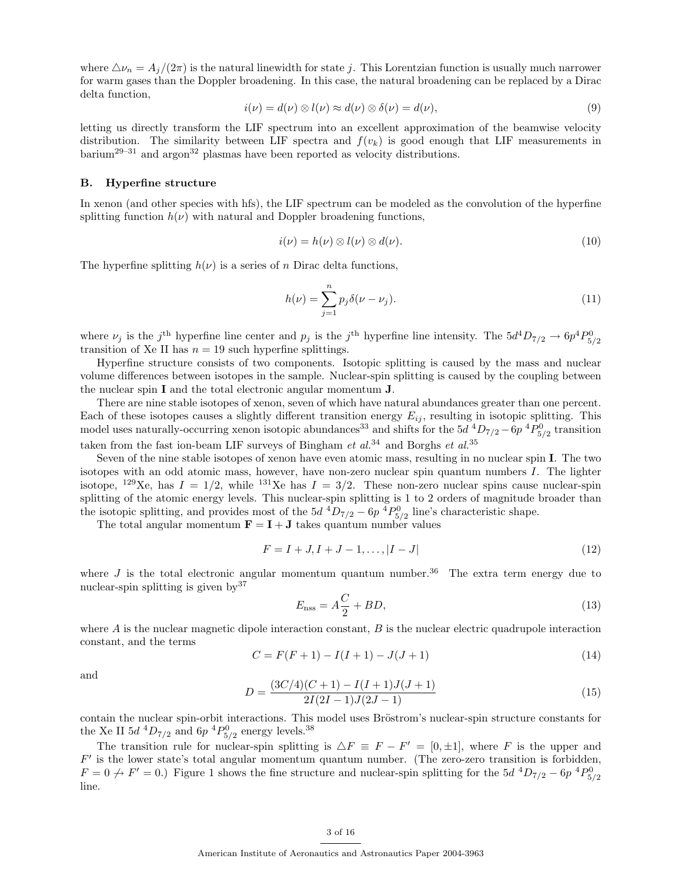where $\triangle\nu_n = A_j/(2\pi)$ is the natural linewidth for state $j$. This Lorentzian function is usually much narrower for warm gases than the Doppler broadening. In this case, the natural broadening can be replaced by a Dirac delta function,

$$i(\nu) = d(\nu) \otimes l(\nu) \approx d(\nu) \otimes \delta(\nu) = d(\nu), \tag{9}$$

letting us directly transform the LIF spectrum into an excellent approximation of the beamwise velocity distribution. The similarity between LIF spectra and $f(v_k)$ is good enough that LIF measurements in barium[29–31] and argon[32] plasmas have been reported as velocity distributions.

### B. Hyperfine structure

In xenon (and other species with hfs), the LIF spectrum can be modeled as the convolution of the hyperfine splitting function $h(\nu)$ with natural and Doppler broadening functions,

$$i(\nu) = h(\nu) \otimes l(\nu) \otimes d(\nu). \tag{10}$$

The hyperfine splitting $h(\nu)$ is a series of $n$ Dirac delta functions,

$$h(\nu) = \sum_{j=1}^{n} p_j \delta(\nu - \nu_j). \tag{11}$$

where $\nu_j$ is the $j^{\text{th}}$ hyperfine line center and $p_j$ is the $j^{\text{th}}$ hyperfine line intensity. The $5d^4D_{7/2} \rightarrow 6p^4P^0_{5/2}$ transition of Xe II has $n = 19$ such hyperfine splittings.

Hyperfine structure consists of two components. Isotopic splitting is caused by the mass and nuclear volume differences between isotopes in the sample. Nuclear-spin splitting is caused by the coupling between the nuclear spin $\mathbf{I}$ and the total electronic angular momentum $\mathbf{J}$.

There are nine stable isotopes of xenon, seven of which have natural abundances greater than one percent. Each of these isotopes causes a slightly different transition energy $E_{ij}$, resulting in isotopic splitting. This model uses naturally-occurring xenon isotopic abundances[33] and shifts for the $5d\ ^4D_{7/2} - 6p\ ^4P^0_{5/2}$ transition taken from the fast ion-beam LIF surveys of Bingham *et al.*[34] and Borghs *et al.*[35]

Seven of the nine stable isotopes of xenon have even atomic mass, resulting in no nuclear spin $\mathbf{I}$. The two isotopes with an odd atomic mass, however, have non-zero nuclear spin quantum numbers $I$. The lighter isotope, $^{129}$Xe, has $I = 1/2$, while $^{131}$Xe has $I = 3/2$. These non-zero nuclear spins cause nuclear-spin splitting of the atomic energy levels. This nuclear-spin splitting is 1 to 2 orders of magnitude broader than the isotopic splitting, and provides most of the $5d\ ^4D_{7/2} - 6p\ ^4P^0_{5/2}$ line's characteristic shape.

The total angular momentum $\mathbf{F} = \mathbf{I} + \mathbf{J}$ takes quantum number values

$$F = I + J, I + J - 1, \ldots, |I - J| \tag{12}$$

where $J$ is the total electronic angular momentum quantum number.[36] The extra term energy due to nuclear-spin splitting is given by[37]

$$E_{\text{nss}} = A\frac{C}{2} + BD, \tag{13}$$

where $A$ is the nuclear magnetic dipole interaction constant, $B$ is the nuclear electric quadrupole interaction constant, and the terms

$$C = F(F+1) - I(I+1) - J(J+1) \tag{14}$$

and

$$D = \frac{(3C/4)(C+1) - I(I+1)J(J+1)}{2I(2I-1)J(2J-1)} \tag{15}$$

contain the nuclear spin-orbit interactions. This model uses Bröstrom's nuclear-spin structure constants for the Xe II $5d\ ^4D_{7/2}$ and $6p\ ^4P^0_{5/2}$ energy levels.[38]

The transition rule for nuclear-spin splitting is $\triangle F \equiv F - F' = [0, \pm 1]$, where $F$ is the upper and $F'$ is the lower state's total angular momentum quantum number. (The zero-zero transition is forbidden, $F = 0 \not\rightarrow F' = 0$.) Figure 1 shows the fine structure and nuclear-spin splitting for the $5d\ ^4D_{7/2} - 6p\ ^4P^0_{5/2}$ line.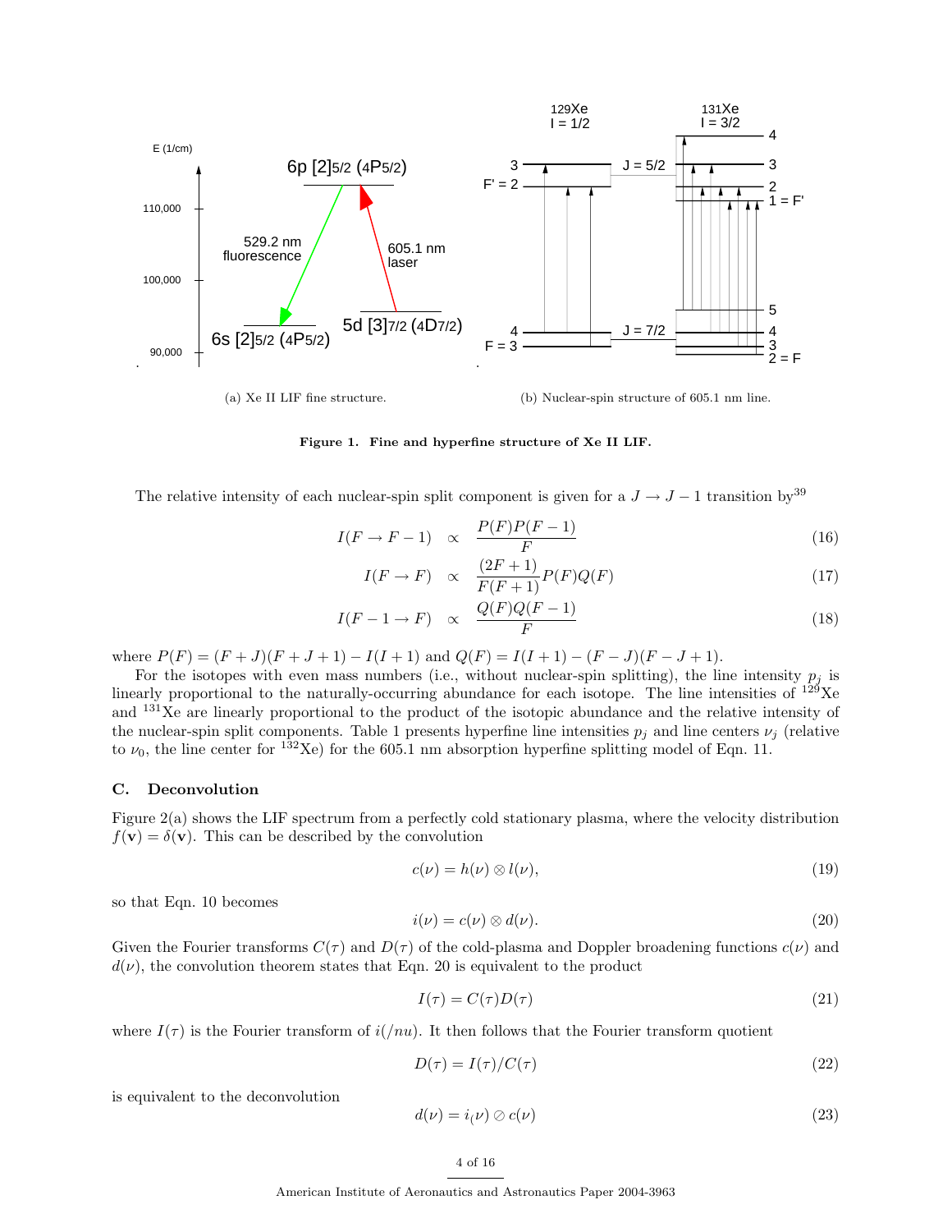(a) Xe II LIF fine structure.

(b) Nuclear-spin structure of 605.1 nm line.

**Figure 1. Fine and hyperfine structure of Xe II LIF.**

The relative intensity of each nuclear-spin split component is given for a $J \rightarrow J-1$ transition by[39]

$$I(F \rightarrow F-1) \propto \frac{P(F)P(F-1)}{F} \tag{16}$$

$$I(F \rightarrow F) \propto \frac{(2F+1)}{F(F+1)}P(F)Q(F) \tag{17}$$

$$I(F-1 \rightarrow F) \propto \frac{Q(F)Q(F-1)}{F} \tag{18}$$

where $P(F) = (F+J)(F+J+1) - I(I+1)$ and $Q(F) = I(I+1) - (F-J)(F-J+1)$.

For the isotopes with even mass numbers (i.e., without nuclear-spin splitting), the line intensity $p_j$ is linearly proportional to the naturally-occurring abundance for each isotope. The line intensities of $^{129}$Xe and $^{131}$Xe are linearly proportional to the product of the isotopic abundance and the relative intensity of the nuclear-spin split components. Table 1 presents hyperfine line intensities $p_j$ and line centers $\nu_j$ (relative to $\nu_0$, the line center for $^{132}$Xe) for the 605.1 nm absorption hyperfine splitting model of Eqn. 11.

### C. Deconvolution

Figure 2(a) shows the LIF spectrum from a perfectly cold stationary plasma, where the velocity distribution $f(\mathbf{v}) = \delta(\mathbf{v})$. This can be described by the convolution

$$c(\nu) = h(\nu) \otimes l(\nu), \tag{19}$$

so that Eqn. 10 becomes

$$i(\nu) = c(\nu) \otimes d(\nu). \tag{20}$$

Given the Fourier transforms $C(\tau)$ and $D(\tau)$ of the cold-plasma and Doppler broadening functions $c(\nu)$ and $d(\nu)$, the convolution theorem states that Eqn. 20 is equivalent to the product

$$I(\tau) = C(\tau)D(\tau) \tag{21}$$

where $I(\tau)$ is the Fourier transform of $i(/nu)$. It then follows that the Fourier transform quotient

$$D(\tau) = I(\tau)/C(\tau) \tag{22}$$

is equivalent to the deconvolution

$$d(\nu) = i_(\nu) \oslash c(\nu) \tag{23}$$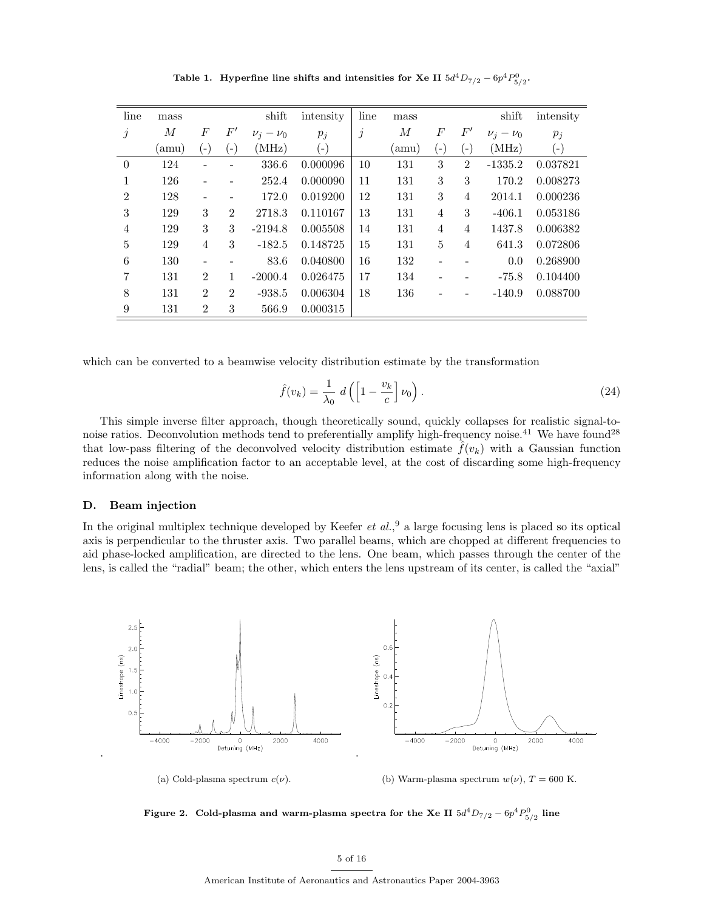**Table 1. Hyperfine line shifts and intensities for Xe II $5d^4D_{7/2} - 6p^4P^0_{5/2}$.**

| line | mass | | | shift | intensity | line | mass | | | shift | intensity |
|---|---|---|---|---|---|---|---|---|---|---|---|
| $j$ | $M$ | $F$ | $F'$ | $\nu_j - \nu_0$ | $p_j$ | $j$ | $M$ | $F$ | $F'$ | $\nu_j - \nu_0$ | $p_j$ |
| | (amu) | (-) | (-) | (MHz) | (-) | | (amu) | (-) | (-) | (MHz) | (-) |
| 0 | 124 | - | - | 336.6 | 0.000096 | 10 | 131 | 3 | 2 | -1335.2 | 0.037821 |
| 1 | 126 | - | - | 252.4 | 0.000090 | 11 | 131 | 3 | 3 | 170.2 | 0.008273 |
| 2 | 128 | - | - | 172.0 | 0.019200 | 12 | 131 | 3 | 4 | 2014.1 | 0.000236 |
| 3 | 129 | 3 | 2 | 2718.3 | 0.110167 | 13 | 131 | 4 | 3 | -406.1 | 0.053186 |
| 4 | 129 | 3 | 3 | -2194.8 | 0.005508 | 14 | 131 | 4 | 4 | 1437.8 | 0.006382 |
| 5 | 129 | 4 | 3 | -182.5 | 0.148725 | 15 | 131 | 5 | 4 | 641.3 | 0.072806 |
| 6 | 130 | - | - | 83.6 | 0.040800 | 16 | 132 | - | - | 0.0 | 0.268900 |
| 7 | 131 | 2 | 1 | -2000.4 | 0.026475 | 17 | 134 | - | - | -75.8 | 0.104400 |
| 8 | 131 | 2 | 2 | -938.5 | 0.006304 | 18 | 136 | - | - | -140.9 | 0.088700 |
| 9 | 131 | 2 | 3 | 566.9 | 0.000315 | | | | | | |

which can be converted to a beamwise velocity distribution estimate by the transformation

$$\hat{f}(v_k) = \frac{1}{\lambda_0}\, d\left(\left[1 - \frac{v_k}{c}\right]\nu_0\right). \tag{24}$$

This simple inverse filter approach, though theoretically sound, quickly collapses for realistic signal-to-noise ratios. Deconvolution methods tend to preferentially amplify high-frequency noise.[41] We have found[28] that low-pass filtering of the deconvolved velocity distribution estimate $\hat{f}(v_k)$ with a Gaussian function reduces the noise amplification factor to an acceptable level, at the cost of discarding some high-frequency information along with the noise.

### D. Beam injection

In the original multiplex technique developed by Keefer *et al.*,[9] a large focusing lens is placed so its optical axis is perpendicular to the thruster axis. Two parallel beams, which are chopped at different frequencies to aid phase-locked amplification, are directed to the lens. One beam, which passes through the center of the lens, is called the "radial" beam; the other, which enters the lens upstream of its center, is called the "axial"

(a) Cold-plasma spectrum $c(\nu)$.

(b) Warm-plasma spectrum $w(\nu)$, $T = 600$ K.

**Figure 2. Cold-plasma and warm-plasma spectra for the Xe II $5d^4D_{7/2} - 6p^4P^0_{5/2}$ line**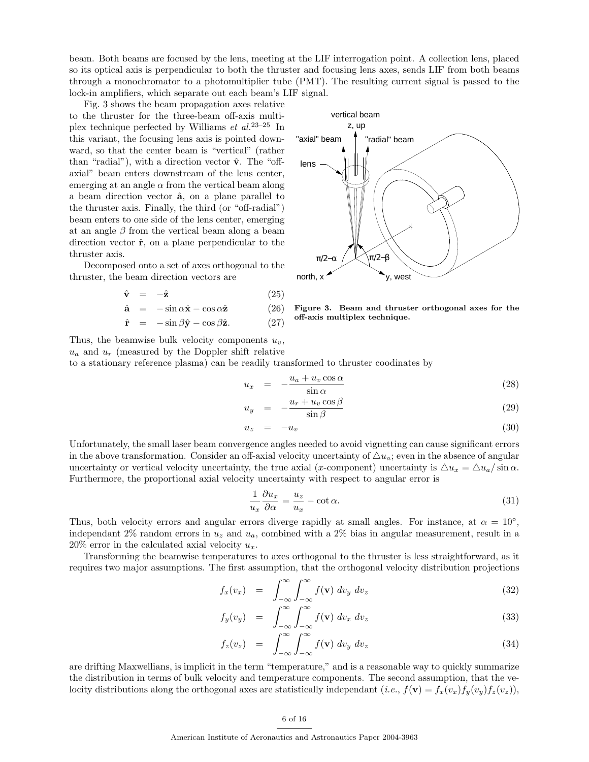beam. Both beams are focused by the lens, meeting at the LIF interrogation point. A collection lens, placed so its optical axis is perpendicular to both the thruster and focusing lens axes, sends LIF from both beams through a monochromator to a photomultiplier tube (PMT). The resulting current signal is passed to the lock-in amplifiers, which separate out each beam's LIF signal.

Fig. 3 shows the beam propagation axes relative to the thruster for the three-beam off-axis multiplex technique perfected by Williams *et al.*[23–25] In this variant, the focusing lens axis is pointed downward, so that the center beam is "vertical" (rather than "radial"), with a direction vector $\hat{\mathbf{v}}$. The "off-axial" beam enters downstream of the lens center, emerging at an angle $\alpha$ from the vertical beam along a beam direction vector $\hat{\mathbf{a}}$, on a plane parallel to the thruster axis. Finally, the third (or "off-radial") beam enters to one side of the lens center, emerging at an angle $\beta$ from the vertical beam along a beam direction vector $\hat{\mathbf{r}}$, on a plane perpendicular to the thruster axis.

**Figure 3. Beam and thruster orthogonal axes for the off-axis multiplex technique.**

Decomposed onto a set of axes orthogonal to the thruster, the beam direction vectors are

$$\hat{\mathbf{v}} = -\hat{\mathbf{z}} \tag{25}$$

$$\hat{\mathbf{a}} = -\sin\alpha\hat{\mathbf{x}} - \cos\alpha\hat{\mathbf{z}} \tag{26}$$

$$\hat{\mathbf{r}} = -\sin\beta\hat{\mathbf{y}} - \cos\beta\hat{\mathbf{z}}. \tag{27}$$

Thus, the beamwise bulk velocity components $u_v$, $u_a$ and $u_r$ (measured by the Doppler shift relative to a stationary reference plasma) can be readily transformed to thruster coodinates by

$$u_x = -\frac{u_a + u_v \cos\alpha}{\sin\alpha} \tag{28}$$

$$u_y = -\frac{u_r + u_v \cos\beta}{\sin\beta} \tag{29}$$

$$u_z = -u_v \tag{30}$$

Unfortunately, the small laser beam convergence angles needed to avoid vignetting can cause significant errors in the above transformation. Consider an off-axial velocity uncertainty of $\triangle u_a$; even in the absence of angular uncertainty or vertical velocity uncertainty, the true axial ($x$-component) uncertainty is $\triangle u_x = \triangle u_a / \sin\alpha$. Furthermore, the proportional axial velocity uncertainty with respect to angular error is

$$\frac{1}{u_x}\frac{\partial u_x}{\partial \alpha} = \frac{u_z}{u_x} - \cot\alpha. \tag{31}$$

Thus, both velocity errors and angular errors diverge rapidly at small angles. For instance, at $\alpha = 10^\circ$, independant 2% random errors in $u_z$ and $u_a$, combined with a 2% bias in angular measurement, result in a 20% error in the calculated axial velocity $u_x$.

Transforming the beamwise temperatures to axes orthogonal to the thruster is less straightforward, as it requires two major assumptions. The first assumption, that the orthogonal velocity distribution projections

$$f_x(v_x) = \int_{-\infty}^{\infty}\int_{-\infty}^{\infty} f(\mathbf{v})\ dv_y\ dv_z \tag{32}$$

$$f_y(v_y) = \int_{-\infty}^{\infty}\int_{-\infty}^{\infty} f(\mathbf{v})\ dv_x\ dv_z \tag{33}$$

$$f_z(v_z) = \int_{-\infty}^{\infty}\int_{-\infty}^{\infty} f(\mathbf{v})\ dv_y\ dv_z \tag{34}$$

are drifting Maxwellians, is implicit in the term "temperature," and is a reasonable way to quickly summarize the distribution in terms of bulk velocity and temperature components. The second assumption, that the velocity distributions along the orthogonal axes are statistically independant (*i.e.*, $f(\mathbf{v}) = f_x(v_x)f_y(v_y)f_z(v_z)$),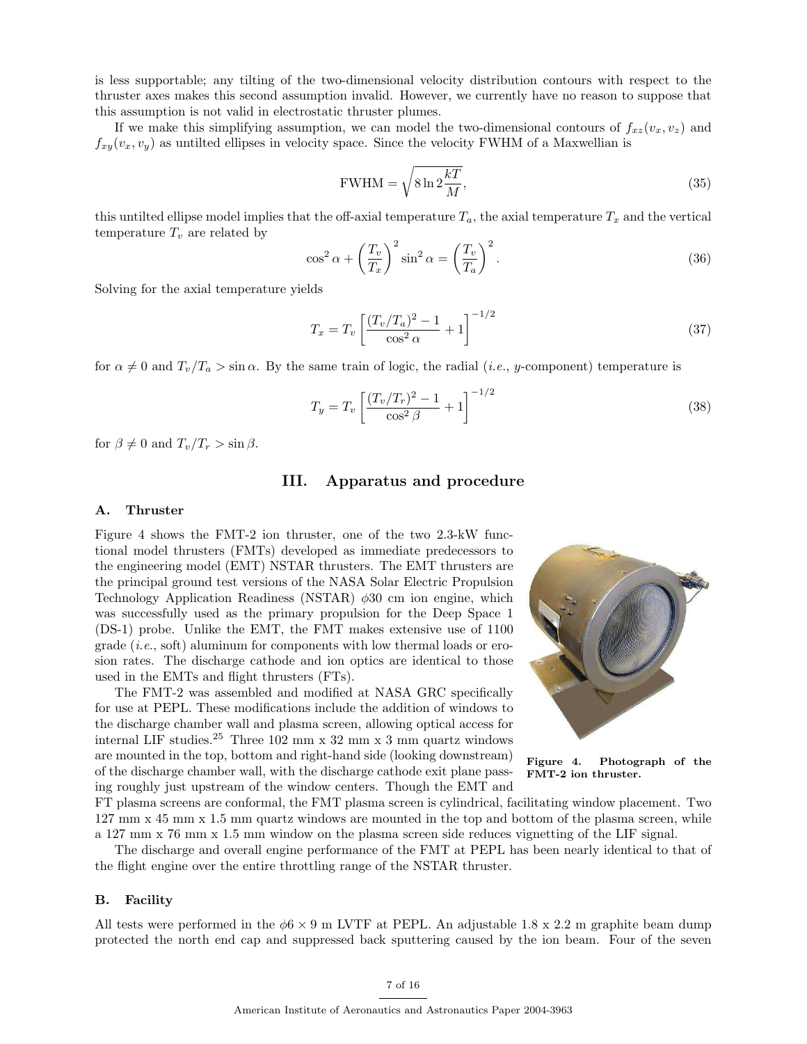is less supportable; any tilting of the two-dimensional velocity distribution contours with respect to the thruster axes makes this second assumption invalid. However, we currently have no reason to suppose that this assumption is not valid in electrostatic thruster plumes.

If we make this simplifying assumption, we can model the two-dimensional contours of $f_{xz}(v_x, v_z)$ and $f_{xy}(v_x, v_y)$ as untilted ellipses in velocity space. Since the velocity FWHM of a Maxwellian is

$$\text{FWHM} = \sqrt{8 \ln 2 \frac{kT}{M}}, \tag{35}$$

this untilted ellipse model implies that the off-axial temperature $T_a$, the axial temperature $T_x$ and the vertical temperature $T_v$ are related by

$$\cos^2 \alpha + \left(\frac{T_v}{T_x}\right)^2 \sin^2 \alpha = \left(\frac{T_v}{T_a}\right)^2. \tag{36}$$

Solving for the axial temperature yields

$$T_x = T_v \left[\frac{(T_v/T_a)^2 - 1}{\cos^2 \alpha} + 1\right]^{-1/2} \tag{37}$$

for $\alpha \neq 0$ and $T_v/T_a > \sin \alpha$. By the same train of logic, the radial (*i.e.*, $y$-component) temperature is

$$T_y = T_v \left[\frac{(T_v/T_r)^2 - 1}{\cos^2 \beta} + 1\right]^{-1/2} \tag{38}$$

for $\beta \neq 0$ and $T_v/T_r > \sin \beta$.

## III. Apparatus and procedure

### A. Thruster

Figure 4 shows the FMT-2 ion thruster, one of the two 2.3-kW functional model thrusters (FMTs) developed as immediate predecessors to the engineering model (EMT) NSTAR thrusters. The EMT thrusters are the principal ground test versions of the NASA Solar Electric Propulsion Technology Application Readiness (NSTAR) $\phi$30 cm ion engine, which was successfully used as the primary propulsion for the Deep Space 1 (DS-1) probe. Unlike the EMT, the FMT makes extensive use of 1100 grade (*i.e.*, soft) aluminum for components with low thermal loads or erosion rates. The discharge cathode and ion optics are identical to those used in the EMTs and flight thrusters (FTs).

**Figure 4. Photograph of the FMT-2 ion thruster.**

The FMT-2 was assembled and modified at NASA GRC specifically for use at PEPL. These modifications include the addition of windows to the discharge chamber wall and plasma screen, allowing optical access for internal LIF studies.[25] Three 102 mm x 32 mm x 3 mm quartz windows are mounted in the top, bottom and right-hand side (looking downstream) of the discharge chamber wall, with the discharge cathode exit plane passing roughly just upstream of the window centers. Though the EMT and FT plasma screens are conformal, the FMT plasma screen is cylindrical, facilitating window placement. Two 127 mm x 45 mm x 1.5 mm quartz windows are mounted in the top and bottom of the plasma screen, while a 127 mm x 76 mm x 1.5 mm window on the plasma screen side reduces vignetting of the LIF signal.

The discharge and overall engine performance of the FMT at PEPL has been nearly identical to that of the flight engine over the entire throttling range of the NSTAR thruster.

### B. Facility

All tests were performed in the $\phi 6 \times 9$ m LVTF at PEPL. An adjustable 1.8 x 2.2 m graphite beam dump protected the north end cap and suppressed back sputtering caused by the ion beam. Four of the seven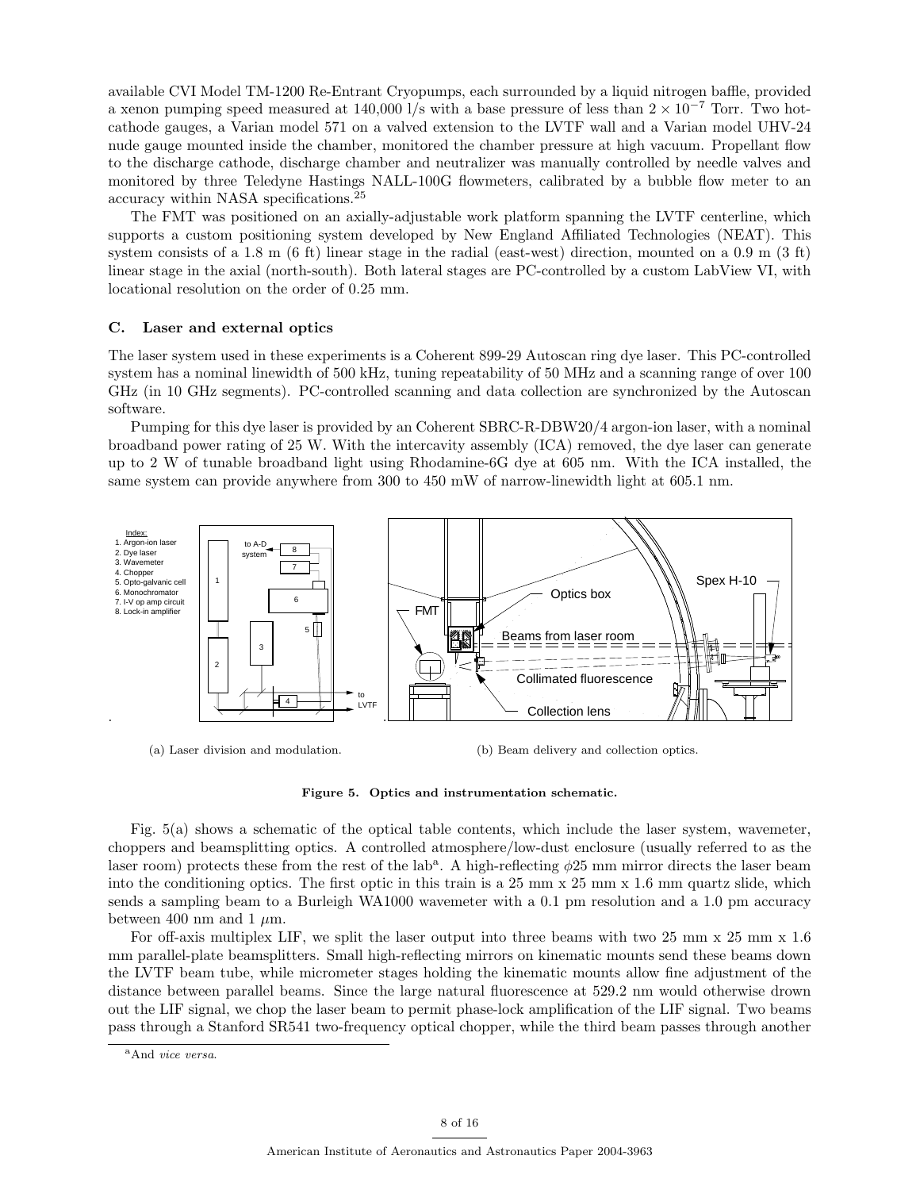available CVI Model TM-1200 Re-Entrant Cryopumps, each surrounded by a liquid nitrogen baffle, provided a xenon pumping speed measured at 140,000 l/s with a base pressure of less than $2 \times 10^{-7}$ Torr. Two hot-cathode gauges, a Varian model 571 on a valved extension to the LVTF wall and a Varian model UHV-24 nude gauge mounted inside the chamber, monitored the chamber pressure at high vacuum. Propellant flow to the discharge cathode, discharge chamber and neutralizer was manually controlled by needle valves and monitored by three Teledyne Hastings NALL-100G flowmeters, calibrated by a bubble flow meter to an accuracy within NASA specifications.[25]

The FMT was positioned on an axially-adjustable work platform spanning the LVTF centerline, which supports a custom positioning system developed by New England Affiliated Technologies (NEAT). This system consists of a 1.8 m (6 ft) linear stage in the radial (east-west) direction, mounted on a 0.9 m (3 ft) linear stage in the axial (north-south). Both lateral stages are PC-controlled by a custom LabView VI, with locational resolution on the order of 0.25 mm.

### C. Laser and external optics

The laser system used in these experiments is a Coherent 899-29 Autoscan ring dye laser. This PC-controlled system has a nominal linewidth of 500 kHz, tuning repeatability of 50 MHz and a scanning range of over 100 GHz (in 10 GHz segments). PC-controlled scanning and data collection are synchronized by the Autoscan software.

Pumping for this dye laser is provided by an Coherent SBRC-R-DBW20/4 argon-ion laser, with a nominal broadband power rating of 25 W. With the intercavity assembly (ICA) removed, the dye laser can generate up to 2 W of tunable broadband light using Rhodamine-6G dye at 605 nm. With the ICA installed, the same system can provide anywhere from 300 to 450 mW of narrow-linewidth light at 605.1 nm.

(a) Laser division and modulation.

(b) Beam delivery and collection optics.

**Figure 5. Optics and instrumentation schematic.**

Fig. 5(a) shows a schematic of the optical table contents, which include the laser system, wavemeter, choppers and beamsplitting optics. A controlled atmosphere/low-dust enclosure (usually referred to as the laser room) protects these from the rest of the lab[a]. A high-reflecting $\phi 25$ mm mirror directs the laser beam into the conditioning optics. The first optic in this train is a 25 mm x 25 mm x 1.6 mm quartz slide, which sends a sampling beam to a Burleigh WA1000 wavemeter with a 0.1 pm resolution and a 1.0 pm accuracy between 400 nm and 1 $\mu$m.

For off-axis multiplex LIF, we split the laser output into three beams with two 25 mm x 25 mm x 1.6 mm parallel-plate beamsplitters. Small high-reflecting mirrors on kinematic mounts send these beams down the LVTF beam tube, while micrometer stages holding the kinematic mounts allow fine adjustment of the distance between parallel beams. Since the large natural fluorescence at 529.2 nm would otherwise drown out the LIF signal, we chop the laser beam to permit phase-lock amplification of the LIF signal. Two beams pass through a Stanford SR541 two-frequency optical chopper, while the third beam passes through another

[a] And *vice versa*.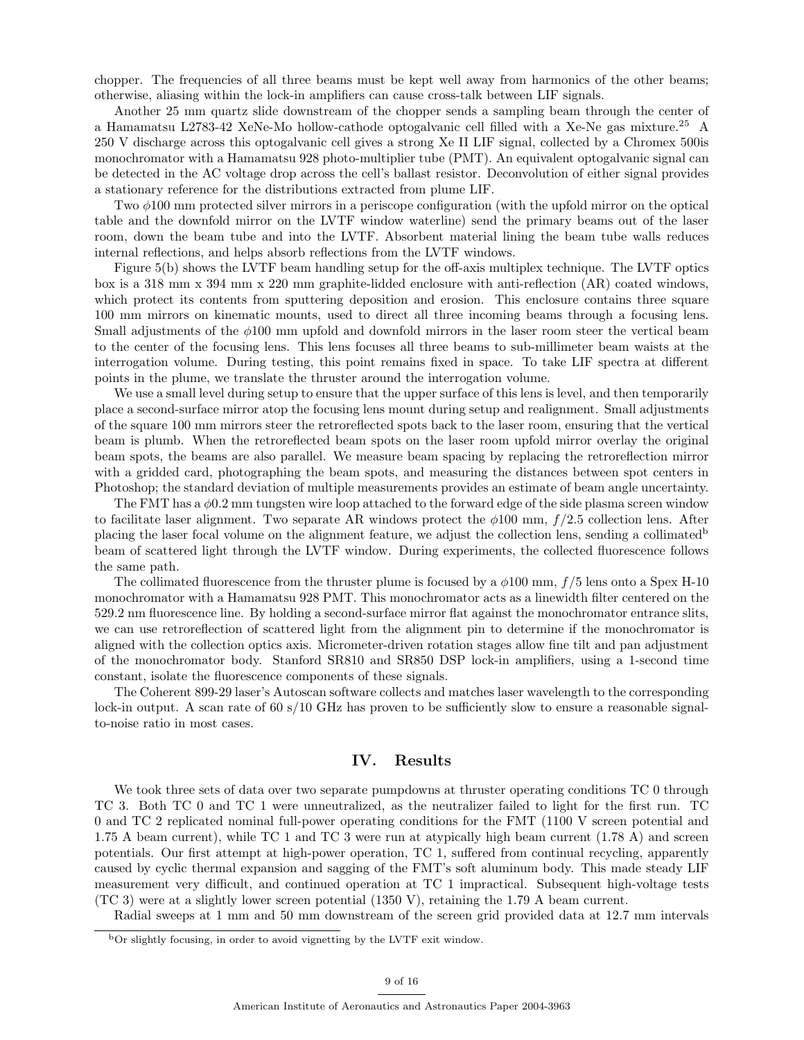chopper. The frequencies of all three beams must be kept well away from harmonics of the other beams; otherwise, aliasing within the lock-in amplifiers can cause cross-talk between LIF signals.

Another 25 mm quartz slide downstream of the chopper sends a sampling beam through the center of a Hamamatsu L2783-42 XeNe-Mo hollow-cathode optogalvanic cell filled with a Xe-Ne gas mixture.[25] A 250 V discharge across this optogalvanic cell gives a strong Xe II LIF signal, collected by a Chromex 500is monochromator with a Hamamatsu 928 photo-multiplier tube (PMT). An equivalent optogalvanic signal can be detected in the AC voltage drop across the cell's ballast resistor. Deconvolution of either signal provides a stationary reference for the distributions extracted from plume LIF.

Two $\phi$100 mm protected silver mirrors in a periscope configuration (with the upfold mirror on the optical table and the downfold mirror on the LVTF window waterline) send the primary beams out of the laser room, down the beam tube and into the LVTF. Absorbent material lining the beam tube walls reduces internal reflections, and helps absorb reflections from the LVTF windows.

Figure 5(b) shows the LVTF beam handling setup for the off-axis multiplex technique. The LVTF optics box is a 318 mm x 394 mm x 220 mm graphite-lidded enclosure with anti-reflection (AR) coated windows, which protect its contents from sputtering deposition and erosion. This enclosure contains three square 100 mm mirrors on kinematic mounts, used to direct all three incoming beams through a focusing lens. Small adjustments of the $\phi$100 mm upfold and downfold mirrors in the laser room steer the vertical beam to the center of the focusing lens. This lens focuses all three beams to sub-millimeter beam waists at the interrogation volume. During testing, this point remains fixed in space. To take LIF spectra at different points in the plume, we translate the thruster around the interrogation volume.

We use a small level during setup to ensure that the upper surface of this lens is level, and then temporarily place a second-surface mirror atop the focusing lens mount during setup and realignment. Small adjustments of the square 100 mm mirrors steer the retroreflected spots back to the laser room, ensuring that the vertical beam is plumb. When the retroreflected beam spots on the laser room upfold mirror overlay the original beam spots, the beams are also parallel. We measure beam spacing by replacing the retroreflection mirror with a gridded card, photographing the beam spots, and measuring the distances between spot centers in Photoshop; the standard deviation of multiple measurements provides an estimate of beam angle uncertainty.

The FMT has a $\phi$0.2 mm tungsten wire loop attached to the forward edge of the side plasma screen window to facilitate laser alignment. Two separate AR windows protect the $\phi$100 mm, $f/2.5$ collection lens. After placing the laser focal volume on the alignment feature, we adjust the collection lens, sending a collimated[b] beam of scattered light through the LVTF window. During experiments, the collected fluorescence follows the same path.

The collimated fluorescence from the thruster plume is focused by a $\phi$100 mm, $f/5$ lens onto a Spex H-10 monochromator with a Hamamatsu 928 PMT. This monochromator acts as a linewidth filter centered on the 529.2 nm fluorescence line. By holding a second-surface mirror flat against the monochromator entrance slits, we can use retroreflection of scattered light from the alignment pin to determine if the monochromator is aligned with the collection optics axis. Micrometer-driven rotation stages allow fine tilt and pan adjustment of the monochromator body. Stanford SR810 and SR850 DSP lock-in amplifiers, using a 1-second time constant, isolate the fluorescence components of these signals.

The Coherent 899-29 laser's Autoscan software collects and matches laser wavelength to the corresponding lock-in output. A scan rate of 60 s/10 GHz has proven to be sufficiently slow to ensure a reasonable signal-to-noise ratio in most cases.

## IV. Results

We took three sets of data over two separate pumpdowns at thruster operating conditions TC 0 through TC 3. Both TC 0 and TC 1 were unneutralized, as the neutralizer failed to light for the first run. TC 0 and TC 2 replicated nominal full-power operating conditions for the FMT (1100 V screen potential and 1.75 A beam current), while TC 1 and TC 3 were run at atypically high beam current (1.78 A) and screen potentials. Our first attempt at high-power operation, TC 1, suffered from continual recycling, apparently caused by cyclic thermal expansion and sagging of the FMT's soft aluminum body. This made steady LIF measurement very difficult, and continued operation at TC 1 impractical. Subsequent high-voltage tests (TC 3) were at a slightly lower screen potential (1350 V), retaining the 1.79 A beam current.

Radial sweeps at 1 mm and 50 mm downstream of the screen grid provided data at 12.7 mm intervals

[b] Or slightly focusing, in order to avoid vignetting by the LVTF exit window.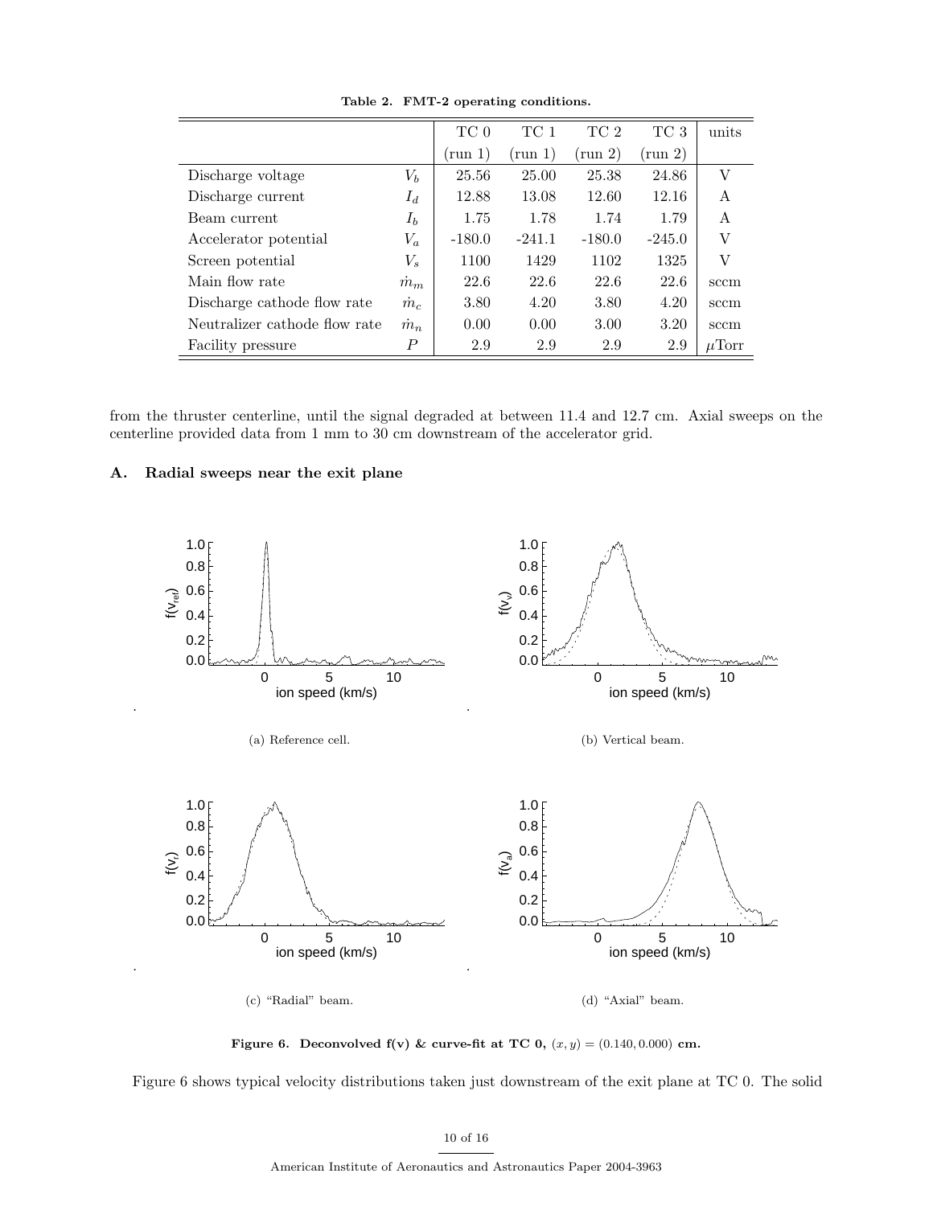**Table 2. FMT-2 operating conditions.**

| | | TC 0 (run 1) | TC 1 (run 1) | TC 2 (run 2) | TC 3 (run 2) | units |
|---|---|---|---|---|---|---|
| Discharge voltage | $V_b$ | 25.56 | 25.00 | 25.38 | 24.86 | V |
| Discharge current | $I_d$ | 12.88 | 13.08 | 12.60 | 12.16 | A |
| Beam current | $I_b$ | 1.75 | 1.78 | 1.74 | 1.79 | A |
| Accelerator potential | $V_a$ | -180.0 | -241.1 | -180.0 | -245.0 | V |
| Screen potential | $V_s$ | 1100 | 1429 | 1102 | 1325 | V |
| Main flow rate | $\dot{m}_m$ | 22.6 | 22.6 | 22.6 | 22.6 | sccm |
| Discharge cathode flow rate | $\dot{m}_c$ | 3.80 | 4.20 | 3.80 | 4.20 | sccm |
| Neutralizer cathode flow rate | $\dot{m}_n$ | 0.00 | 0.00 | 3.00 | 3.20 | sccm |
| Facility pressure | $P$ | 2.9 | 2.9 | 2.9 | 2.9 | $\mu$Torr |

from the thruster centerline, until the signal degraded at between 11.4 and 12.7 cm. Axial sweeps on the centerline provided data from 1 mm to 30 cm downstream of the accelerator grid.

## A. Radial sweeps near the exit plane

(a) Reference cell.

(b) Vertical beam.

(c) "Radial" beam.

(d) "Axial" beam.

**Figure 6. Deconvolved f(v) & curve-fit at TC 0,** $(x, y) = (0.140, 0.000)$ **cm.**

Figure 6 shows typical velocity distributions taken just downstream of the exit plane at TC 0. The solid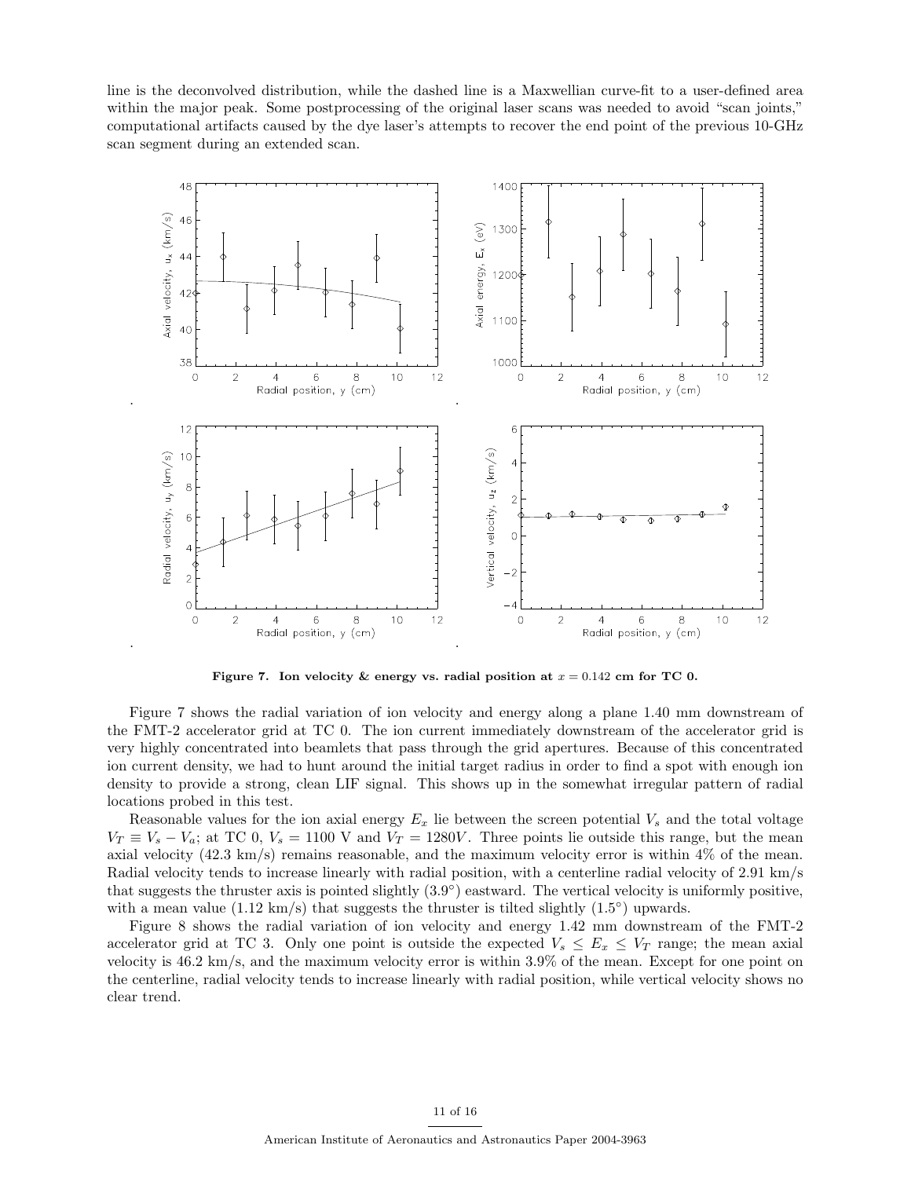line is the deconvolved distribution, while the dashed line is a Maxwellian curve-fit to a user-defined area within the major peak. Some postprocessing of the original laser scans was needed to avoid "scan joints," computational artifacts caused by the dye laser's attempts to recover the end point of the previous 10-GHz scan segment during an extended scan.

**Figure 7. Ion velocity & energy vs. radial position at $x = 0.142$ cm for TC 0.**

Figure 7 shows the radial variation of ion velocity and energy along a plane 1.40 mm downstream of the FMT-2 accelerator grid at TC 0. The ion current immediately downstream of the accelerator grid is very highly concentrated into beamlets that pass through the grid apertures. Because of this concentrated ion current density, we had to hunt around the initial target radius in order to find a spot with enough ion density to provide a strong, clean LIF signal. This shows up in the somewhat irregular pattern of radial locations probed in this test.

Reasonable values for the ion axial energy $E_x$ lie between the screen potential $V_s$ and the total voltage $V_T \equiv V_s - V_a$; at TC 0, $V_s = 1100$ V and $V_T = 1280V$. Three points lie outside this range, but the mean axial velocity (42.3 km/s) remains reasonable, and the maximum velocity error is within 4% of the mean. Radial velocity tends to increase linearly with radial position, with a centerline radial velocity of 2.91 km/s that suggests the thruster axis is pointed slightly (3.9°) eastward. The vertical velocity is uniformly positive, with a mean value (1.12 km/s) that suggests the thruster is tilted slightly (1.5°) upwards.

Figure 8 shows the radial variation of ion velocity and energy 1.42 mm downstream of the FMT-2 accelerator grid at TC 3. Only one point is outside the expected $V_s \leq E_x \leq V_T$ range; the mean axial velocity is 46.2 km/s, and the maximum velocity error is within 3.9% of the mean. Except for one point on the centerline, radial velocity tends to increase linearly with radial position, while vertical velocity shows no clear trend.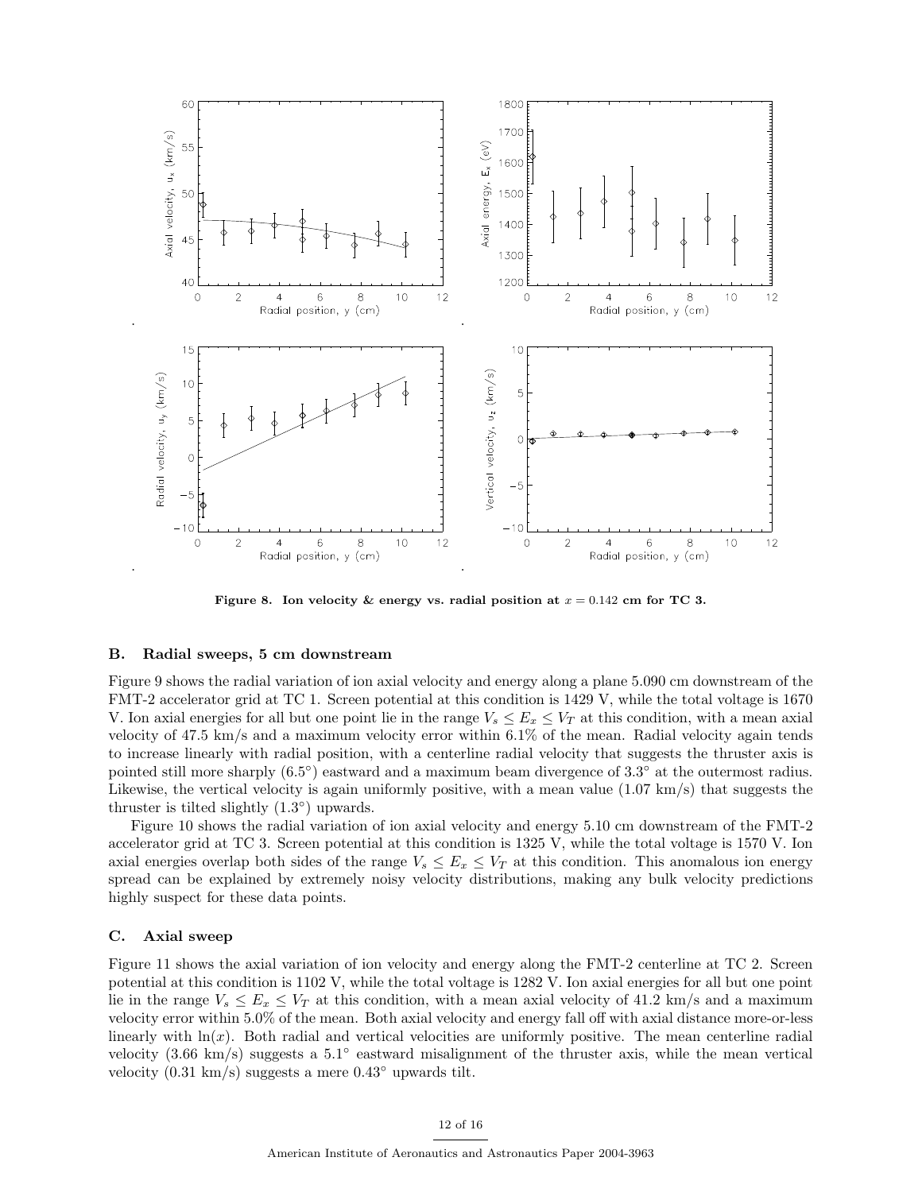**Figure 8. Ion velocity & energy vs. radial position at $x = 0.142$ cm for TC 3.**

### B. Radial sweeps, 5 cm downstream

Figure 9 shows the radial variation of ion axial velocity and energy along a plane 5.090 cm downstream of the FMT-2 accelerator grid at TC 1. Screen potential at this condition is 1429 V, while the total voltage is 1670 V. Ion axial energies for all but one point lie in the range $V_s \leq E_x \leq V_T$ at this condition, with a mean axial velocity of 47.5 km/s and a maximum velocity error within 6.1% of the mean. Radial velocity again tends to increase linearly with radial position, with a centerline radial velocity that suggests the thruster axis is pointed still more sharply (6.5°) eastward and a maximum beam divergence of 3.3° at the outermost radius. Likewise, the vertical velocity is again uniformly positive, with a mean value (1.07 km/s) that suggests the thruster is tilted slightly (1.3°) upwards.

Figure 10 shows the radial variation of ion axial velocity and energy 5.10 cm downstream of the FMT-2 accelerator grid at TC 3. Screen potential at this condition is 1325 V, while the total voltage is 1570 V. Ion axial energies overlap both sides of the range $V_s \leq E_x \leq V_T$ at this condition. This anomalous ion energy spread can be explained by extremely noisy velocity distributions, making any bulk velocity predictions highly suspect for these data points.

### C. Axial sweep

Figure 11 shows the axial variation of ion velocity and energy along the FMT-2 centerline at TC 2. Screen potential at this condition is 1102 V, while the total voltage is 1282 V. Ion axial energies for all but one point lie in the range $V_s \leq E_x \leq V_T$ at this condition, with a mean axial velocity of 41.2 km/s and a maximum velocity error within 5.0% of the mean. Both axial velocity and energy fall off with axial distance more-or-less linearly with $\ln(x)$. Both radial and vertical velocities are uniformly positive. The mean centerline radial velocity (3.66 km/s) suggests a 5.1° eastward misalignment of the thruster axis, while the mean vertical velocity (0.31 km/s) suggests a mere 0.43° upwards tilt.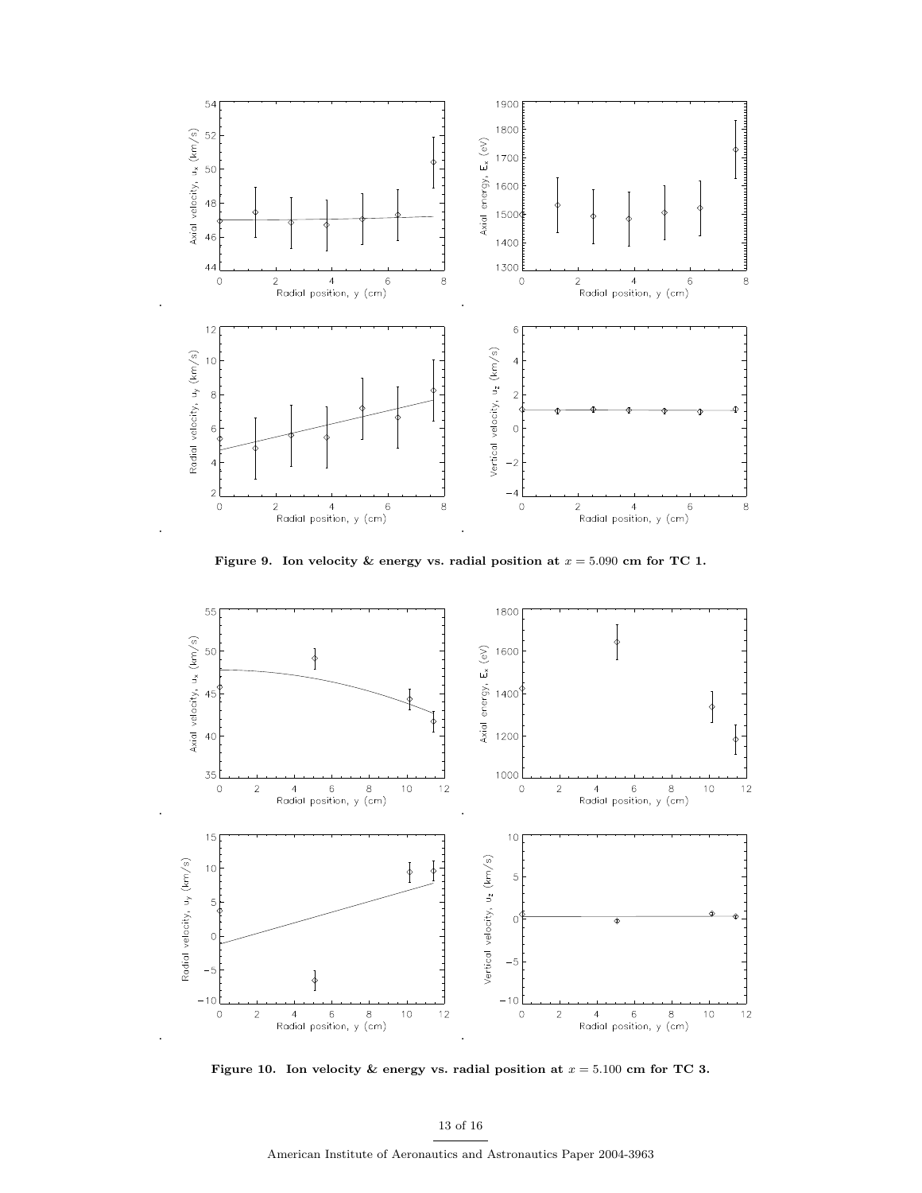**Figure 9. Ion velocity & energy vs. radial position at $x = 5.090$ cm for TC 1.**

**Figure 10. Ion velocity & energy vs. radial position at $x = 5.100$ cm for TC 3.**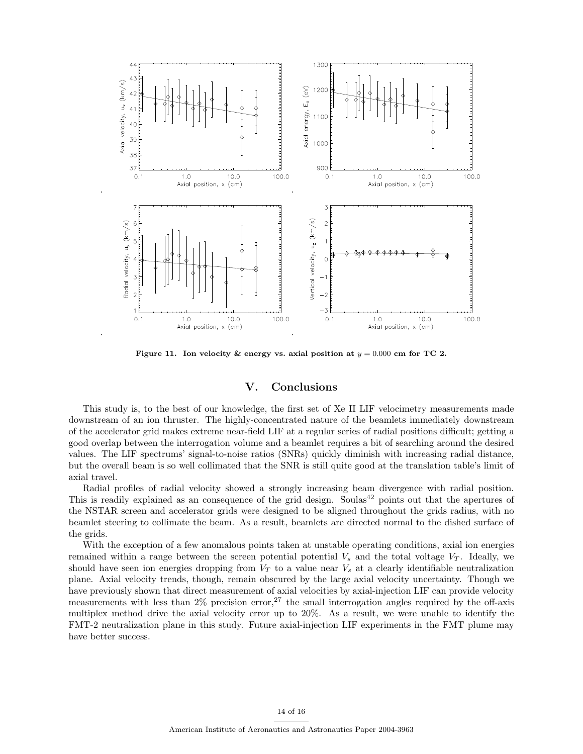Figure 11. Ion velocity & energy vs. axial position at $y = 0.000$ cm for TC 2.

## V. Conclusions

This study is, to the best of our knowledge, the first set of Xe II LIF velocimetry measurements made downstream of an ion thruster. The highly-concentrated nature of the beamlets immediately downstream of the accelerator grid makes extreme near-field LIF at a regular series of radial positions difficult; getting a good overlap between the interrogation volume and a beamlet requires a bit of searching around the desired values. The LIF spectrums' signal-to-noise ratios (SNRs) quickly diminish with increasing radial distance, but the overall beam is so well collimated that the SNR is still quite good at the translation table's limit of axial travel.

Radial profiles of radial velocity showed a strongly increasing beam divergence with radial position. This is readily explained as an consequence of the grid design. Soulas[42] points out that the apertures of the NSTAR screen and accelerator grids were designed to be aligned throughout the grids radius, with no beamlet steering to collimate the beam. As a result, beamlets are directed normal to the dished surface of the grids.

With the exception of a few anomalous points taken at unstable operating conditions, axial ion energies remained within a range between the screen potential potential $V_s$ and the total voltage $V_T$. Ideally, we should have seen ion energies dropping from $V_T$ to a value near $V_s$ at a clearly identifiable neutralization plane. Axial velocity trends, though, remain obscured by the large axial velocity uncertainty. Though we have previously shown that direct measurement of axial velocities by axial-injection LIF can provide velocity measurements with less than 2% precision error,[27] the small interrogation angles required by the off-axis multiplex method drive the axial velocity error up to 20%. As a result, we were unable to identify the FMT-2 neutralization plane in this study. Future axial-injection LIF experiments in the FMT plume may have better success.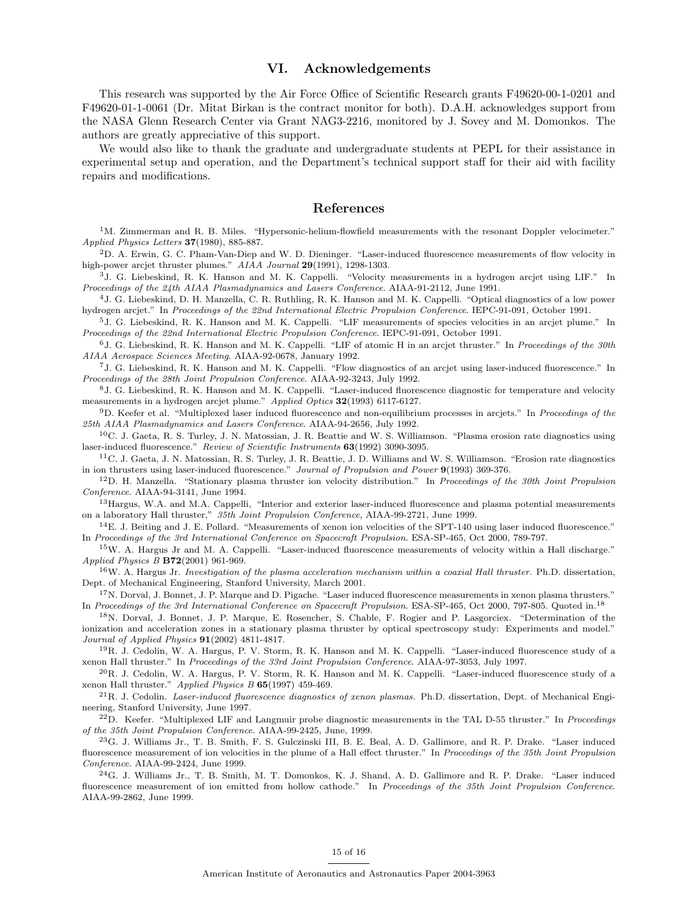# VI. Acknowledgements

This research was supported by the Air Force Office of Scientific Research grants F49620-00-1-0201 and F49620-01-1-0061 (Dr. Mitat Birkan is the contract monitor for both). D.A.H. acknowledges support from the NASA Glenn Research Center via Grant NAG3-2216, monitored by J. Sovey and M. Domonkos. The authors are greatly appreciative of this support.

We would also like to thank the graduate and undergraduate students at PEPL for their assistance in experimental setup and operation, and the Department's technical support staff for their aid with facility repairs and modifications.

# References

[1] M. Zimmerman and R. B. Miles. "Hypersonic-helium-flowfield measurements with the resonant Doppler velocimeter." *Applied Physics Letters* **37**(1980), 885-887.

[2] D. A. Erwin, G. C. Pham-Van-Diep and W. D. Dieninger. "Laser-induced fluorescence measurements of flow velocity in high-power arcjet thruster plumes." *AIAA Journal* **29**(1991), 1298-1303.

[3] J. G. Liebeskind, R. K. Hanson and M. K. Cappelli. "Velocity measurements in a hydrogen arcjet using LIF." In *Proceedings of the 24th AIAA Plasmadynamics and Lasers Conference*. AIAA-91-2112, June 1991.

[4] J. G. Liebeskind, D. H. Manzella, C. R. Ruthling, R. K. Hanson and M. K. Cappelli. "Optical diagnostics of a low power hydrogen arcjet." In *Proceedings of the 22nd International Electric Propulsion Conference*. IEPC-91-091, October 1991.

[5] J. G. Liebeskind, R. K. Hanson and M. K. Cappelli. "LIF measurements of species velocities in an arcjet plume." In *Proceedings of the 22nd International Electric Propulsion Conference*. IEPC-91-091, October 1991.

[6] J. G. Liebeskind, R. K. Hanson and M. K. Cappelli. "LIF of atomic H in an arcjet thruster." In *Proceedings of the 30th AIAA Aerospace Sciences Meeting*. AIAA-92-0678, January 1992.

[7] J. G. Liebeskind, R. K. Hanson and M. K. Cappelli. "Flow diagnostics of an arcjet using laser-induced fluorescence." In *Proceedings of the 28th Joint Propulsion Conference*. AIAA-92-3243, July 1992.

[8] J. G. Liebeskind, R. K. Hanson and M. K. Cappelli. "Laser-induced fluorescence diagnostic for temperature and velocity measurements in a hydrogen arcjet plume." *Applied Optics* **32**(1993) 6117-6127.

[9] D. Keefer et al. "Multiplexed laser induced fluorescence and non-equilibrium processes in arcjets." In *Proceedings of the 25th AIAA Plasmadynamics and Lasers Conference*. AIAA-94-2656, July 1992.

[10] C. J. Gaeta, R. S. Turley, J. N. Matossian, J. R. Beattie and W. S. Williamson. "Plasma erosion rate diagnostics using laser-induced fluorescence." *Review of Scientific Instruments* **63**(1992) 3090-3095.

[11] C. J. Gaeta, J. N. Matossian, R. S. Turley, J. R. Beattie, J. D. Williams and W. S. Williamson. "Erosion rate diagnostics in ion thrusters using laser-induced fluorescence." *Journal of Propulsion and Power* **9**(1993) 369-376.

[12] D. H. Manzella. "Stationary plasma thruster ion velocity distribution." In *Proceedings of the 30th Joint Propulsion Conference*. AIAA-94-3141, June 1994.

[13] Hargus, W.A. and M.A. Cappelli, "Interior and exterior laser-induced fluorescence and plasma potential measurements on a laboratory Hall thruster," *35th Joint Propulsion Conference*, AIAA-99-2721, June 1999.

[14] E. J. Beiting and J. E. Pollard. "Measurements of xenon ion velocities of the SPT-140 using laser induced fluorescence." In *Proceedings of the 3rd International Conference on Spacecraft Propulsion*. ESA-SP-465, Oct 2000, 789-797.

[15] W. A. Hargus Jr and M. A. Cappelli. "Laser-induced fluorescence measurements of velocity within a Hall discharge." *Applied Physics B* **B72**(2001) 961-969.

[16] W. A. Hargus Jr. *Investigation of the plasma acceleration mechanism within a coaxial Hall thruster.* Ph.D. dissertation, Dept. of Mechanical Engineering, Stanford University, March 2001.

[17] N. Dorval, J. Bonnet, J. P. Marque and D. Pigache. "Laser induced fluorescence measurements in xenon plasma thrusters." In *Proceedings of the 3rd International Conference on Spacecraft Propulsion*. ESA-SP-465, Oct 2000, 797-805. Quoted in.[18]

[18] N. Dorval, J. Bonnet, J. P. Marque, E. Rosencher, S. Chable, F. Rogier and P. Lasgorciex. "Determination of the ionization and acceleration zones in a stationary plasma thruster by optical spectroscopy study: Experiments and model." *Journal of Applied Physics* **91**(2002) 4811-4817.

[19] R. J. Cedolin, W. A. Hargus, P. V. Storm, R. K. Hanson and M. K. Cappelli. "Laser-induced fluorescence study of a xenon Hall thruster." In *Proceedings of the 33rd Joint Propulsion Conference*. AIAA-97-3053, July 1997.

[20] R. J. Cedolin, W. A. Hargus, P. V. Storm, R. K. Hanson and M. K. Cappelli. "Laser-induced fluorescence study of a xenon Hall thruster." *Applied Physics B* **65**(1997) 459-469.

[21] R. J. Cedolin. *Laser-induced fluorescence diagnostics of xenon plasmas.* Ph.D. dissertation, Dept. of Mechanical Engineering, Stanford University, June 1997.

[22] D. Keefer. "Multiplexed LIF and Langmuir probe diagnostic measurements in the TAL D-55 thruster." In *Proceedings of the 35th Joint Propulsion Conference*. AIAA-99-2425, June, 1999.

[23] G. J. Williams Jr., T. B. Smith, F. S. Gulczinski III, B. E. Beal, A. D. Gallimore, and R. P. Drake. "Laser induced fluorescence measurement of ion velocities in the plume of a Hall effect thruster." In *Proceedings of the 35th Joint Propulsion Conference*. AIAA-99-2424, June 1999.

[24] G. J. Williams Jr., T. B. Smith, M. T. Domonkos, K. J. Shand, A. D. Gallimore and R. P. Drake. "Laser induced fluorescence measurement of ion emitted from hollow cathode." In *Proceedings of the 35th Joint Propulsion Conference*. AIAA-99-2862, June 1999.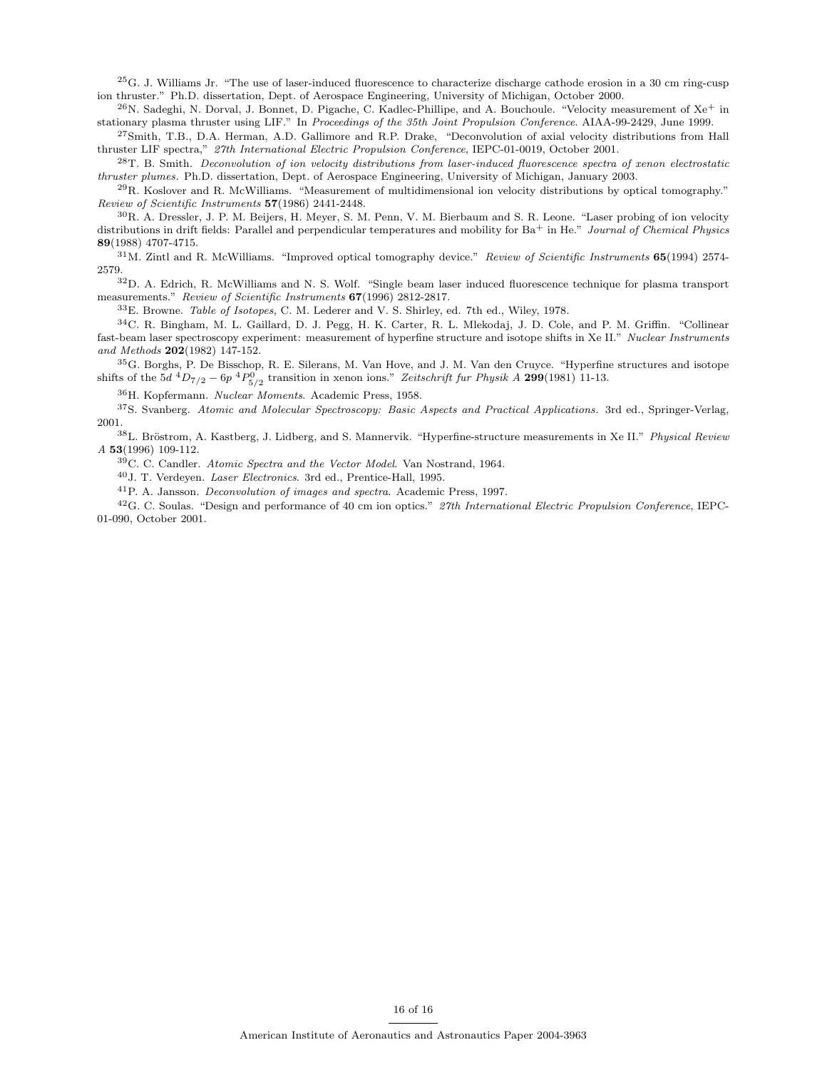[25]G. J. Williams Jr. "The use of laser-induced fluorescence to characterize discharge cathode erosion in a 30 cm ring-cusp ion thruster." Ph.D. dissertation, Dept. of Aerospace Engineering, University of Michigan, October 2000.

[26]N. Sadeghi, N. Dorval, J. Bonnet, D. Pigache, C. Kadlec-Phillipe, and A. Bouchoule. "Velocity measurement of $Xe^{+}$ in stationary plasma thruster using LIF." In *Proceedings of the 35th Joint Propulsion Conference*. AIAA-99-2429, June 1999.

[27]Smith, T.B., D.A. Herman, A.D. Gallimore and R.P. Drake, "Deconvolution of axial velocity distributions from Hall thruster LIF spectra," *27th International Electric Propulsion Conference*, IEPC-01-0019, October 2001.

[28]T. B. Smith. *Deconvolution of ion velocity distributions from laser-induced fluorescence spectra of xenon electrostatic thruster plumes.* Ph.D. dissertation, Dept. of Aerospace Engineering, University of Michigan, January 2003.

[29]R. Koslover and R. McWilliams. "Measurement of multidimensional ion velocity distributions by optical tomography." *Review of Scientific Instruments* **57**(1986) 2441-2448.

[30]R. A. Dressler, J. P. M. Beijers, H. Meyer, S. M. Penn, V. M. Bierbaum and S. R. Leone. "Laser probing of ion velocity distributions in drift fields: Parallel and perpendicular temperatures and mobility for $Ba^{+}$ in He." *Journal of Chemical Physics* **89**(1988) 4707-4715.

[31]M. Zintl and R. McWilliams. "Improved optical tomography device." *Review of Scientific Instruments* **65**(1994) 2574-2579.

[32]D. A. Edrich, R. McWilliams and N. S. Wolf. "Single beam laser induced fluorescence technique for plasma transport measurements." *Review of Scientific Instruments* **67**(1996) 2812-2817.

[33]E. Browne. *Table of Isotopes,* C. M. Lederer and V. S. Shirley, ed. 7th ed., Wiley, 1978.

[34]C. R. Bingham, M. L. Gaillard, D. J. Pegg, H. K. Carter, R. L. Mlekodaj, J. D. Cole, and P. M. Griffin. "Collinear fast-beam laser spectroscopy experiment: measurement of hyperfine structure and isotope shifts in Xe II." *Nuclear Instruments and Methods* **202**(1982) 147-152.

[35]G. Borghs, P. De Bisschop, R. E. Silerans, M. Van Hove, and J. M. Van den Cruyce. "Hyperfine structures and isotope shifts of the $5d\ {}^4D_{7/2} - 6p\ {}^4P^0_{5/2}$ transition in xenon ions." *Zeitschrift fur Physik A* **299**(1981) 11-13.

[36]H. Kopfermann. *Nuclear Moments*. Academic Press, 1958.

[37]S. Svanberg. *Atomic and Molecular Spectroscopy: Basic Aspects and Practical Applications.* 3rd ed., Springer-Verlag, 2001.

[38]L. Bröstrom, A. Kastberg, J. Lidberg, and S. Mannervik. "Hyperfine-structure measurements in Xe II." *Physical Review A* **53**(1996) 109-112.

[39]C. C. Candler. *Atomic Spectra and the Vector Model*. Van Nostrand, 1964.

[40]J. T. Verdeyen. *Laser Electronics*. 3rd ed., Prentice-Hall, 1995.

[41]P. A. Jansson. *Deconvolution of images and spectra*. Academic Press, 1997.

[42]G. C. Soulas. "Design and performance of 40 cm ion optics." *27th International Electric Propulsion Conference*, IEPC-01-090, October 2001.